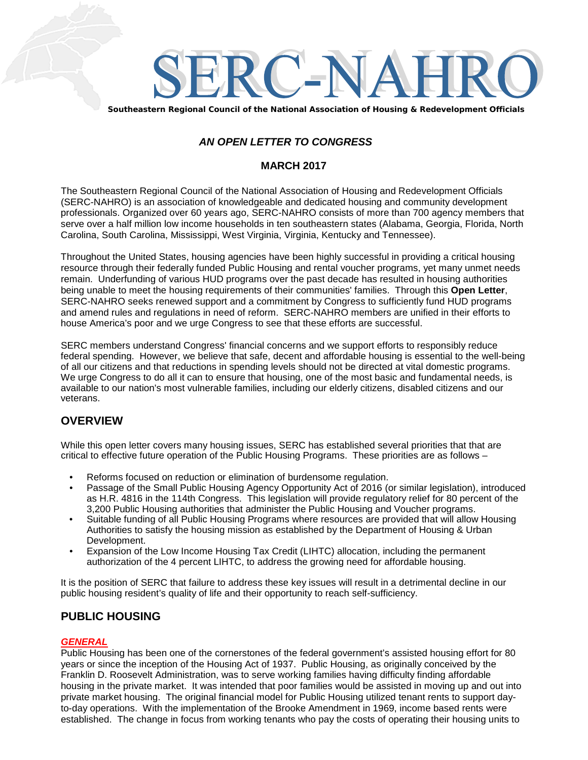# SERC-NAHRO

**Southeastern Regional Council of the National Association of Housing & Redevelopment Officials**

***AN OPEN LETTER TO CONGRESS***

**MARCH 2017**

The Southeastern Regional Council of the National Association of Housing and Redevelopment Officials (SERC-NAHRO) is an association of knowledgeable and dedicated housing and community development professionals. Organized over 60 years ago, SERC-NAHRO consists of more than 700 agency members that serve over a half million low income households in ten southeastern states (Alabama, Georgia, Florida, North Carolina, South Carolina, Mississippi, West Virginia, Virginia, Kentucky and Tennessee).

Throughout the United States, housing agencies have been highly successful in providing a critical housing resource through their federally funded Public Housing and rental voucher programs, yet many unmet needs remain. Underfunding of various HUD programs over the past decade has resulted in housing authorities being unable to meet the housing requirements of their communities' families. Through this **Open Letter**, SERC-NAHRO seeks renewed support and a commitment by Congress to sufficiently fund HUD programs and amend rules and regulations in need of reform. SERC-NAHRO members are unified in their efforts to house America's poor and we urge Congress to see that these efforts are successful.

SERC members understand Congress' financial concerns and we support efforts to responsibly reduce federal spending. However, we believe that safe, decent and affordable housing is essential to the well-being of all our citizens and that reductions in spending levels should not be directed at vital domestic programs. We urge Congress to do all it can to ensure that housing, one of the most basic and fundamental needs, is available to our nation's most vulnerable families, including our elderly citizens, disabled citizens and our veterans.

## OVERVIEW

While this open letter covers many housing issues, SERC has established several priorities that that are critical to effective future operation of the Public Housing Programs. These priorities are as follows –

- Reforms focused on reduction or elimination of burdensome regulation.
- Passage of the Small Public Housing Agency Opportunity Act of 2016 (or similar legislation), introduced as H.R. 4816 in the 114th Congress. This legislation will provide regulatory relief for 80 percent of the 3,200 Public Housing authorities that administer the Public Housing and Voucher programs.
- Suitable funding of all Public Housing Programs where resources are provided that will allow Housing Authorities to satisfy the housing mission as established by the Department of Housing & Urban Development.
- Expansion of the Low Income Housing Tax Credit (LIHTC) allocation, including the permanent authorization of the 4 percent LIHTC, to address the growing need for affordable housing.

It is the position of SERC that failure to address these key issues will result in a detrimental decline in our public housing resident's quality of life and their opportunity to reach self-sufficiency.

## PUBLIC HOUSING

### *GENERAL*

Public Housing has been one of the cornerstones of the federal government's assisted housing effort for 80 years or since the inception of the Housing Act of 1937. Public Housing, as originally conceived by the Franklin D. Roosevelt Administration, was to serve working families having difficulty finding affordable housing in the private market. It was intended that poor families would be assisted in moving up and out into private market housing. The original financial model for Public Housing utilized tenant rents to support day-to-day operations. With the implementation of the Brooke Amendment in 1969, income based rents were established. The change in focus from working tenants who pay the costs of operating their housing units to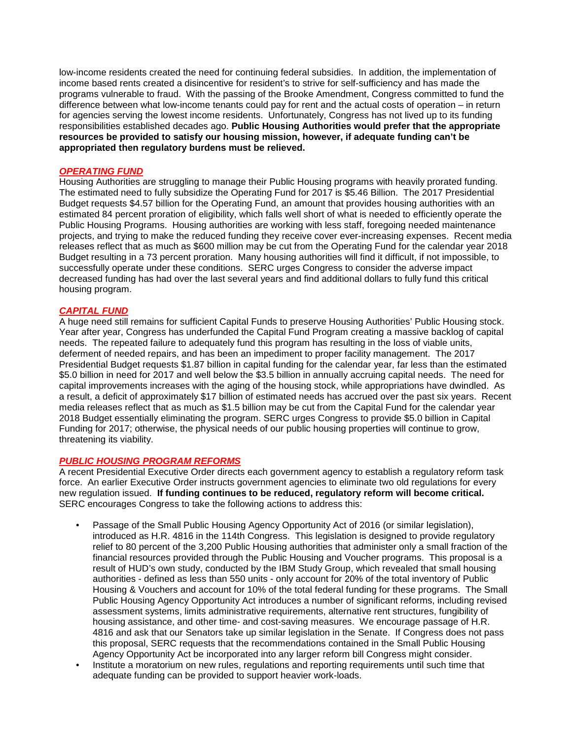low-income residents created the need for continuing federal subsidies. In addition, the implementation of income based rents created a disincentive for resident's to strive for self-sufficiency and has made the programs vulnerable to fraud. With the passing of the Brooke Amendment, Congress committed to fund the difference between what low-income tenants could pay for rent and the actual costs of operation – in return for agencies serving the lowest income residents. Unfortunately, Congress has not lived up to its funding responsibilities established decades ago. **Public Housing Authorities would prefer that the appropriate resources be provided to satisfy our housing mission, however, if adequate funding can't be appropriated then regulatory burdens must be relieved.**

## ***OPERATING FUND***

Housing Authorities are struggling to manage their Public Housing programs with heavily prorated funding. The estimated need to fully subsidize the Operating Fund for 2017 is $5.46 Billion. The 2017 Presidential Budget requests $4.57 billion for the Operating Fund, an amount that provides housing authorities with an estimated 84 percent proration of eligibility, which falls well short of what is needed to efficiently operate the Public Housing Programs. Housing authorities are working with less staff, foregoing needed maintenance projects, and trying to make the reduced funding they receive cover ever-increasing expenses. Recent media releases reflect that as much as $600 million may be cut from the Operating Fund for the calendar year 2018 Budget resulting in a 73 percent proration. Many housing authorities will find it difficult, if not impossible, to successfully operate under these conditions. SERC urges Congress to consider the adverse impact decreased funding has had over the last several years and find additional dollars to fully fund this critical housing program.

## ***CAPITAL FUND***

A huge need still remains for sufficient Capital Funds to preserve Housing Authorities' Public Housing stock. Year after year, Congress has underfunded the Capital Fund Program creating a massive backlog of capital needs. The repeated failure to adequately fund this program has resulting in the loss of viable units, deferment of needed repairs, and has been an impediment to proper facility management. The 2017 Presidential Budget requests $1.87 billion in capital funding for the calendar year, far less than the estimated $5.0 billion in need for 2017 and well below the $3.5 billion in annually accruing capital needs. The need for capital improvements increases with the aging of the housing stock, while appropriations have dwindled. As a result, a deficit of approximately $17 billion of estimated needs has accrued over the past six years. Recent media releases reflect that as much as $1.5 billion may be cut from the Capital Fund for the calendar year 2018 Budget essentially eliminating the program. SERC urges Congress to provide $5.0 billion in Capital Funding for 2017; otherwise, the physical needs of our public housing properties will continue to grow, threatening its viability.

## ***PUBLIC HOUSING PROGRAM REFORMS***

A recent Presidential Executive Order directs each government agency to establish a regulatory reform task force. An earlier Executive Order instructs government agencies to eliminate two old regulations for every new regulation issued. **If funding continues to be reduced, regulatory reform will become critical.** SERC encourages Congress to take the following actions to address this:

- Passage of the Small Public Housing Agency Opportunity Act of 2016 (or similar legislation), introduced as H.R. 4816 in the 114th Congress. This legislation is designed to provide regulatory relief to 80 percent of the 3,200 Public Housing authorities that administer only a small fraction of the financial resources provided through the Public Housing and Voucher programs. This proposal is a result of HUD's own study, conducted by the IBM Study Group, which revealed that small housing authorities - defined as less than 550 units - only account for 20% of the total inventory of Public Housing & Vouchers and account for 10% of the total federal funding for these programs. The Small Public Housing Agency Opportunity Act introduces a number of significant reforms, including revised assessment systems, limits administrative requirements, alternative rent structures, fungibility of housing assistance, and other time- and cost-saving measures. We encourage passage of H.R. 4816 and ask that our Senators take up similar legislation in the Senate. If Congress does not pass this proposal, SERC requests that the recommendations contained in the Small Public Housing Agency Opportunity Act be incorporated into any larger reform bill Congress might consider.
- Institute a moratorium on new rules, regulations and reporting requirements until such time that adequate funding can be provided to support heavier work-loads.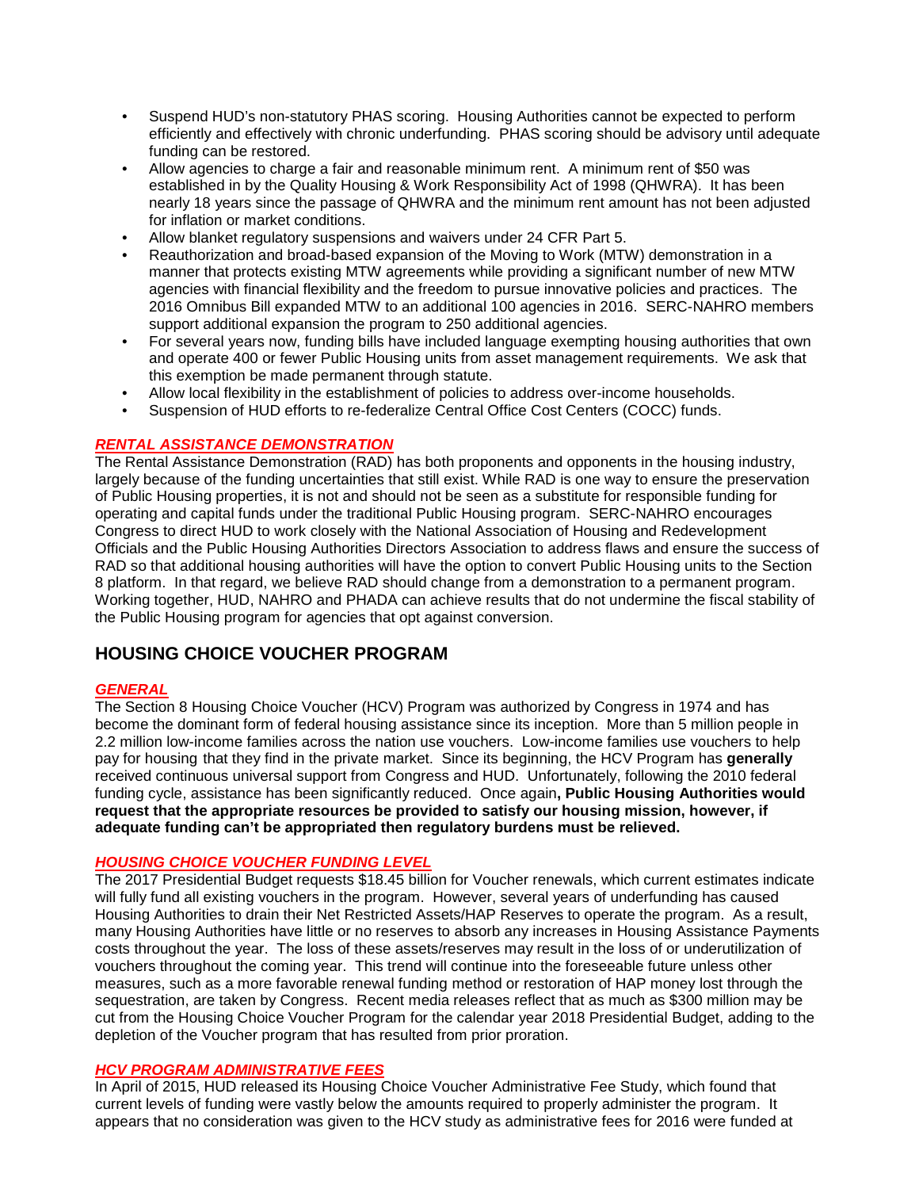- Suspend HUD's non-statutory PHAS scoring. Housing Authorities cannot be expected to perform efficiently and effectively with chronic underfunding. PHAS scoring should be advisory until adequate funding can be restored.
- Allow agencies to charge a fair and reasonable minimum rent. A minimum rent of $50 was established in by the Quality Housing & Work Responsibility Act of 1998 (QHWRA). It has been nearly 18 years since the passage of QHWRA and the minimum rent amount has not been adjusted for inflation or market conditions.
- Allow blanket regulatory suspensions and waivers under 24 CFR Part 5.
- Reauthorization and broad-based expansion of the Moving to Work (MTW) demonstration in a manner that protects existing MTW agreements while providing a significant number of new MTW agencies with financial flexibility and the freedom to pursue innovative policies and practices. The 2016 Omnibus Bill expanded MTW to an additional 100 agencies in 2016. SERC-NAHRO members support additional expansion the program to 250 additional agencies.
- For several years now, funding bills have included language exempting housing authorities that own and operate 400 or fewer Public Housing units from asset management requirements. We ask that this exemption be made permanent through statute.
- Allow local flexibility in the establishment of policies to address over-income households.
- Suspension of HUD efforts to re-federalize Central Office Cost Centers (COCC) funds.

### ***RENTAL ASSISTANCE DEMONSTRATION***

The Rental Assistance Demonstration (RAD) has both proponents and opponents in the housing industry, largely because of the funding uncertainties that still exist. While RAD is one way to ensure the preservation of Public Housing properties, it is not and should not be seen as a substitute for responsible funding for operating and capital funds under the traditional Public Housing program. SERC-NAHRO encourages Congress to direct HUD to work closely with the National Association of Housing and Redevelopment Officials and the Public Housing Authorities Directors Association to address flaws and ensure the success of RAD so that additional housing authorities will have the option to convert Public Housing units to the Section 8 platform. In that regard, we believe RAD should change from a demonstration to a permanent program. Working together, HUD, NAHRO and PHADA can achieve results that do not undermine the fiscal stability of the Public Housing program for agencies that opt against conversion.

## HOUSING CHOICE VOUCHER PROGRAM

### ***GENERAL***

The Section 8 Housing Choice Voucher (HCV) Program was authorized by Congress in 1974 and has become the dominant form of federal housing assistance since its inception. More than 5 million people in 2.2 million low-income families across the nation use vouchers. Low-income families use vouchers to help pay for housing that they find in the private market. Since its beginning, the HCV Program has **generally** received continuous universal support from Congress and HUD. Unfortunately, following the 2010 federal funding cycle, assistance has been significantly reduced. Once again**, Public Housing Authorities would request that the appropriate resources be provided to satisfy our housing mission, however, if adequate funding can't be appropriated then regulatory burdens must be relieved.**

### ***HOUSING CHOICE VOUCHER FUNDING LEVEL***

The 2017 Presidential Budget requests $18.45 billion for Voucher renewals, which current estimates indicate will fully fund all existing vouchers in the program. However, several years of underfunding has caused Housing Authorities to drain their Net Restricted Assets/HAP Reserves to operate the program. As a result, many Housing Authorities have little or no reserves to absorb any increases in Housing Assistance Payments costs throughout the year. The loss of these assets/reserves may result in the loss of or underutilization of vouchers throughout the coming year. This trend will continue into the foreseeable future unless other measures, such as a more favorable renewal funding method or restoration of HAP money lost through the sequestration, are taken by Congress. Recent media releases reflect that as much as $300 million may be cut from the Housing Choice Voucher Program for the calendar year 2018 Presidential Budget, adding to the depletion of the Voucher program that has resulted from prior proration.

### ***HCV PROGRAM ADMINISTRATIVE FEES***

In April of 2015, HUD released its Housing Choice Voucher Administrative Fee Study, which found that current levels of funding were vastly below the amounts required to properly administer the program. It appears that no consideration was given to the HCV study as administrative fees for 2016 were funded at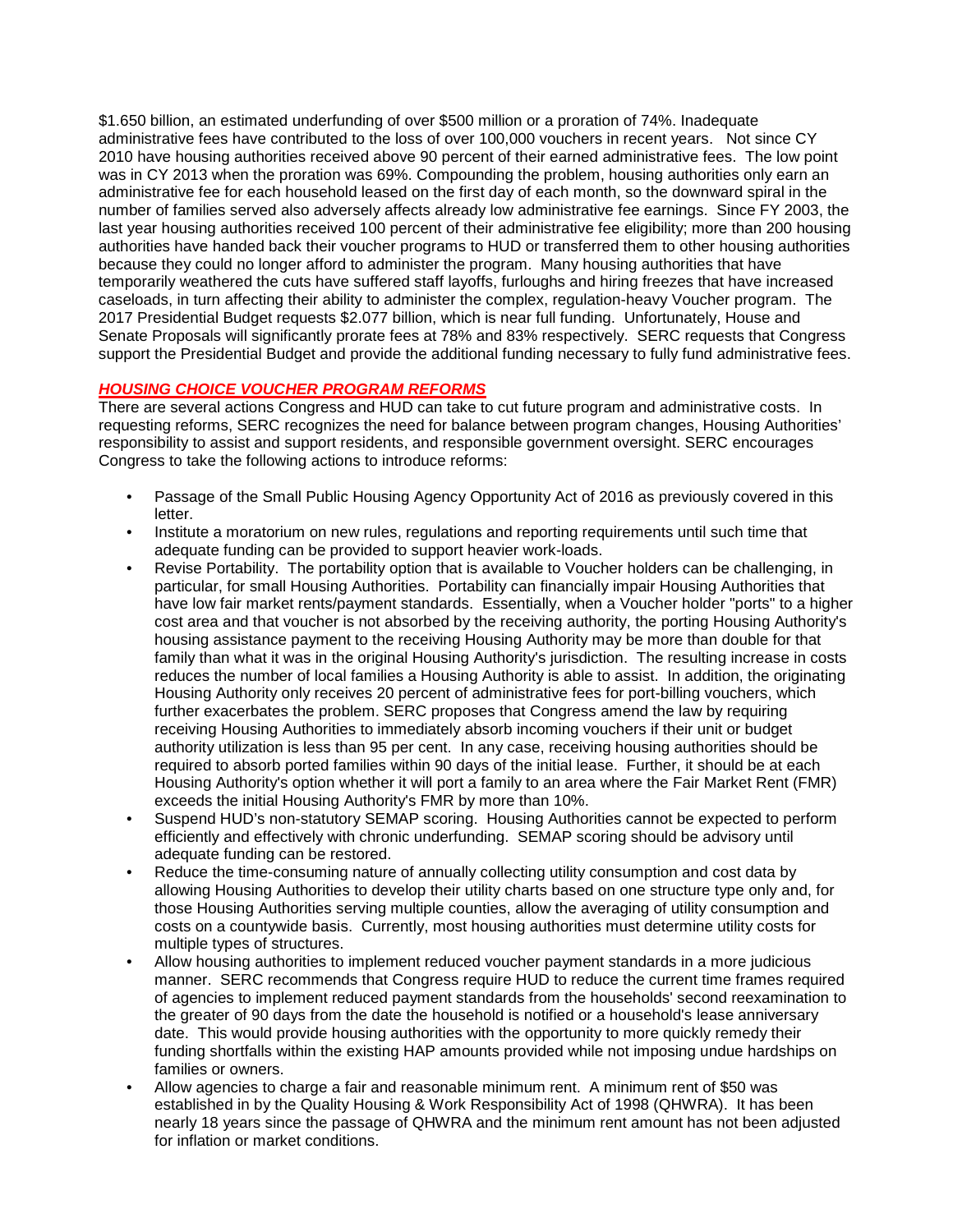$1.650 billion, an estimated underfunding of over $500 million or a proration of 74%. Inadequate administrative fees have contributed to the loss of over 100,000 vouchers in recent years. Not since CY 2010 have housing authorities received above 90 percent of their earned administrative fees. The low point was in CY 2013 when the proration was 69%. Compounding the problem, housing authorities only earn an administrative fee for each household leased on the first day of each month, so the downward spiral in the number of families served also adversely affects already low administrative fee earnings. Since FY 2003, the last year housing authorities received 100 percent of their administrative fee eligibility; more than 200 housing authorities have handed back their voucher programs to HUD or transferred them to other housing authorities because they could no longer afford to administer the program. Many housing authorities that have temporarily weathered the cuts have suffered staff layoffs, furloughs and hiring freezes that have increased caseloads, in turn affecting their ability to administer the complex, regulation-heavy Voucher program. The 2017 Presidential Budget requests $2.077 billion, which is near full funding. Unfortunately, House and Senate Proposals will significantly prorate fees at 78% and 83% respectively. SERC requests that Congress support the Presidential Budget and provide the additional funding necessary to fully fund administrative fees.

***HOUSING CHOICE VOUCHER PROGRAM REFORMS***

There are several actions Congress and HUD can take to cut future program and administrative costs. In requesting reforms, SERC recognizes the need for balance between program changes, Housing Authorities' responsibility to assist and support residents, and responsible government oversight. SERC encourages Congress to take the following actions to introduce reforms:

- Passage of the Small Public Housing Agency Opportunity Act of 2016 as previously covered in this letter.
- Institute a moratorium on new rules, regulations and reporting requirements until such time that adequate funding can be provided to support heavier work-loads.
- Revise Portability. The portability option that is available to Voucher holders can be challenging, in particular, for small Housing Authorities. Portability can financially impair Housing Authorities that have low fair market rents/payment standards. Essentially, when a Voucher holder "ports" to a higher cost area and that voucher is not absorbed by the receiving authority, the porting Housing Authority's housing assistance payment to the receiving Housing Authority may be more than double for that family than what it was in the original Housing Authority's jurisdiction. The resulting increase in costs reduces the number of local families a Housing Authority is able to assist. In addition, the originating Housing Authority only receives 20 percent of administrative fees for port-billing vouchers, which further exacerbates the problem. SERC proposes that Congress amend the law by requiring receiving Housing Authorities to immediately absorb incoming vouchers if their unit or budget authority utilization is less than 95 per cent. In any case, receiving housing authorities should be required to absorb ported families within 90 days of the initial lease. Further, it should be at each Housing Authority's option whether it will port a family to an area where the Fair Market Rent (FMR) exceeds the initial Housing Authority's FMR by more than 10%.
- Suspend HUD's non-statutory SEMAP scoring. Housing Authorities cannot be expected to perform efficiently and effectively with chronic underfunding. SEMAP scoring should be advisory until adequate funding can be restored.
- Reduce the time-consuming nature of annually collecting utility consumption and cost data by allowing Housing Authorities to develop their utility charts based on one structure type only and, for those Housing Authorities serving multiple counties, allow the averaging of utility consumption and costs on a countywide basis. Currently, most housing authorities must determine utility costs for multiple types of structures.
- Allow housing authorities to implement reduced voucher payment standards in a more judicious manner. SERC recommends that Congress require HUD to reduce the current time frames required of agencies to implement reduced payment standards from the households' second reexamination to the greater of 90 days from the date the household is notified or a household's lease anniversary date. This would provide housing authorities with the opportunity to more quickly remedy their funding shortfalls within the existing HAP amounts provided while not imposing undue hardships on families or owners.
- Allow agencies to charge a fair and reasonable minimum rent. A minimum rent of $50 was established in by the Quality Housing & Work Responsibility Act of 1998 (QHWRA). It has been nearly 18 years since the passage of QHWRA and the minimum rent amount has not been adjusted for inflation or market conditions.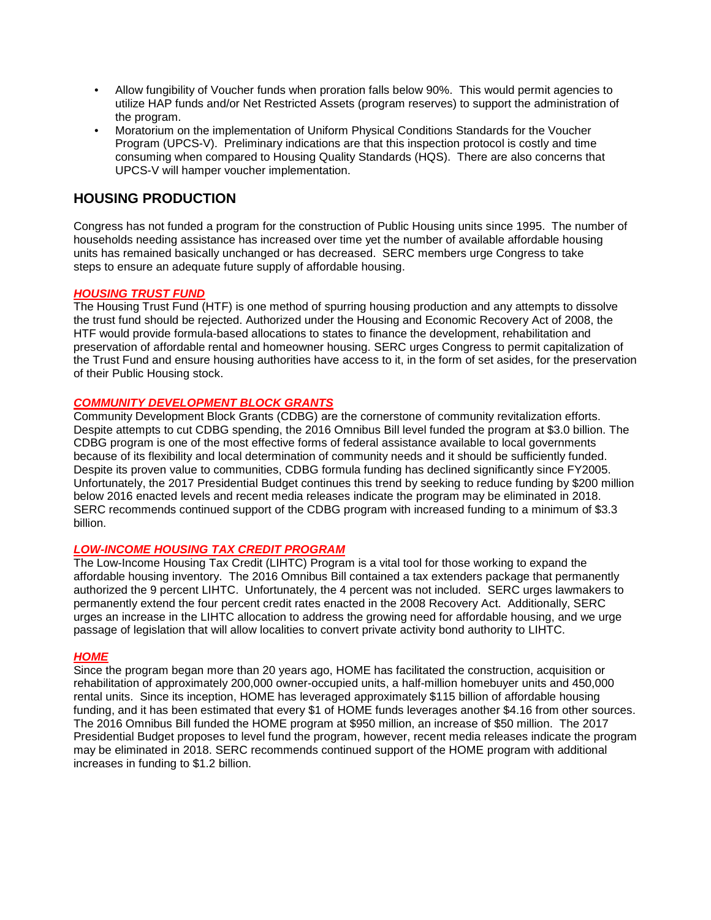- Allow fungibility of Voucher funds when proration falls below 90%. This would permit agencies to utilize HAP funds and/or Net Restricted Assets (program reserves) to support the administration of the program.
- Moratorium on the implementation of Uniform Physical Conditions Standards for the Voucher Program (UPCS-V). Preliminary indications are that this inspection protocol is costly and time consuming when compared to Housing Quality Standards (HQS). There are also concerns that UPCS-V will hamper voucher implementation.

## HOUSING PRODUCTION

Congress has not funded a program for the construction of Public Housing units since 1995. The number of households needing assistance has increased over time yet the number of available affordable housing units has remained basically unchanged or has decreased. SERC members urge Congress to take steps to ensure an adequate future supply of affordable housing.

***HOUSING TRUST FUND***

The Housing Trust Fund (HTF) is one method of spurring housing production and any attempts to dissolve the trust fund should be rejected. Authorized under the Housing and Economic Recovery Act of 2008, the HTF would provide formula-based allocations to states to finance the development, rehabilitation and preservation of affordable rental and homeowner housing. SERC urges Congress to permit capitalization of the Trust Fund and ensure housing authorities have access to it, in the form of set asides, for the preservation of their Public Housing stock.

***COMMUNITY DEVELOPMENT BLOCK GRANTS***

Community Development Block Grants (CDBG) are the cornerstone of community revitalization efforts. Despite attempts to cut CDBG spending, the 2016 Omnibus Bill level funded the program at $3.0 billion. The CDBG program is one of the most effective forms of federal assistance available to local governments because of its flexibility and local determination of community needs and it should be sufficiently funded. Despite its proven value to communities, CDBG formula funding has declined significantly since FY2005. Unfortunately, the 2017 Presidential Budget continues this trend by seeking to reduce funding by $200 million below 2016 enacted levels and recent media releases indicate the program may be eliminated in 2018. SERC recommends continued support of the CDBG program with increased funding to a minimum of $3.3 billion.

***LOW-INCOME HOUSING TAX CREDIT PROGRAM***

The Low-Income Housing Tax Credit (LIHTC) Program is a vital tool for those working to expand the affordable housing inventory. The 2016 Omnibus Bill contained a tax extenders package that permanently authorized the 9 percent LIHTC. Unfortunately, the 4 percent was not included. SERC urges lawmakers to permanently extend the four percent credit rates enacted in the 2008 Recovery Act. Additionally, SERC urges an increase in the LIHTC allocation to address the growing need for affordable housing, and we urge passage of legislation that will allow localities to convert private activity bond authority to LIHTC.

***HOME***

Since the program began more than 20 years ago, HOME has facilitated the construction, acquisition or rehabilitation of approximately 200,000 owner-occupied units, a half-million homebuyer units and 450,000 rental units. Since its inception, HOME has leveraged approximately $115 billion of affordable housing funding, and it has been estimated that every $1 of HOME funds leverages another $4.16 from other sources. The 2016 Omnibus Bill funded the HOME program at $950 million, an increase of $50 million. The 2017 Presidential Budget proposes to level fund the program, however, recent media releases indicate the program may be eliminated in 2018. SERC recommends continued support of the HOME program with additional increases in funding to $1.2 billion.